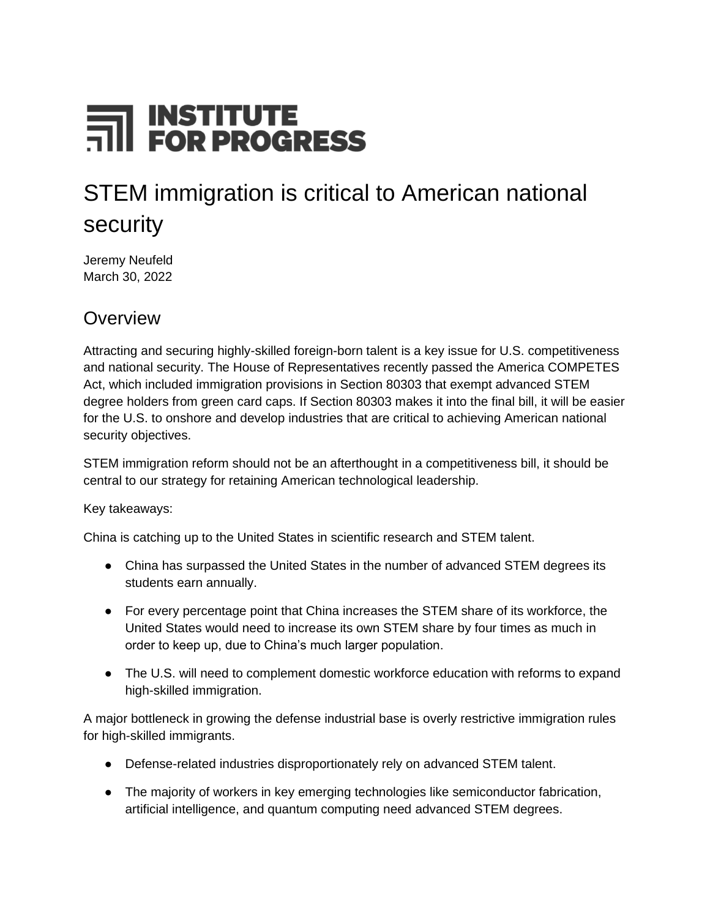INSTITUTE FOR PROGRESS

# STEM immigration is critical to American national security

Jeremy Neufeld
March 30, 2022

## Overview

Attracting and securing highly-skilled foreign-born talent is a key issue for U.S. competitiveness and national security. The House of Representatives recently passed the America COMPETES Act, which included immigration provisions in Section 80303 that exempt advanced STEM degree holders from green card caps. If Section 80303 makes it into the final bill, it will be easier for the U.S. to onshore and develop industries that are critical to achieving American national security objectives.

STEM immigration reform should not be an afterthought in a competitiveness bill, it should be central to our strategy for retaining American technological leadership.

Key takeaways:

China is catching up to the United States in scientific research and STEM talent.

- China has surpassed the United States in the number of advanced STEM degrees its students earn annually.
- For every percentage point that China increases the STEM share of its workforce, the United States would need to increase its own STEM share by four times as much in order to keep up, due to China's much larger population.
- The U.S. will need to complement domestic workforce education with reforms to expand high-skilled immigration.

A major bottleneck in growing the defense industrial base is overly restrictive immigration rules for high-skilled immigrants.

- Defense-related industries disproportionately rely on advanced STEM talent.
- The majority of workers in key emerging technologies like semiconductor fabrication, artificial intelligence, and quantum computing need advanced STEM degrees.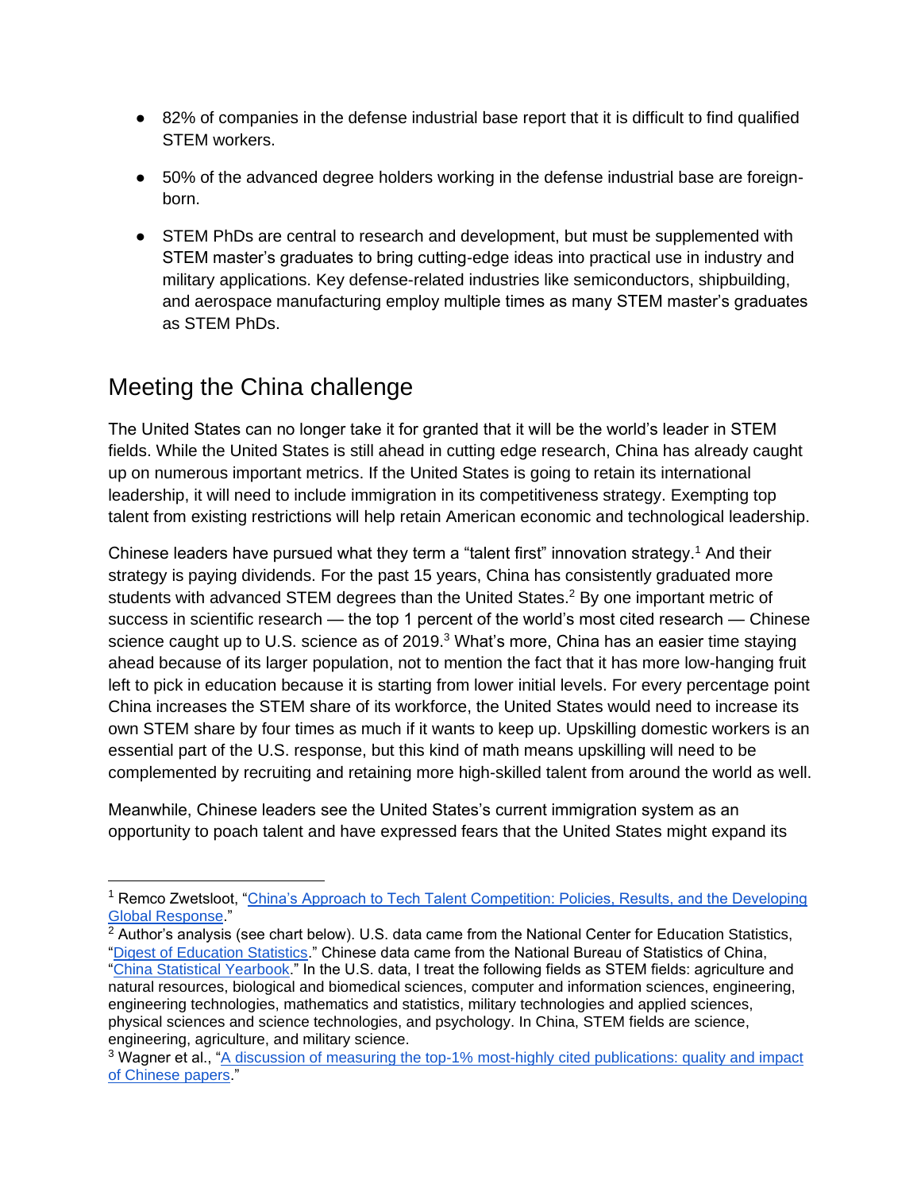- 82% of companies in the defense industrial base report that it is difficult to find qualified STEM workers.
- 50% of the advanced degree holders working in the defense industrial base are foreign-born.
- STEM PhDs are central to research and development, but must be supplemented with STEM master's graduates to bring cutting-edge ideas into practical use in industry and military applications. Key defense-related industries like semiconductors, shipbuilding, and aerospace manufacturing employ multiple times as many STEM master's graduates as STEM PhDs.

## Meeting the China challenge

The United States can no longer take it for granted that it will be the world's leader in STEM fields. While the United States is still ahead in cutting edge research, China has already caught up on numerous important metrics. If the United States is going to retain its international leadership, it will need to include immigration in its competitiveness strategy. Exempting top talent from existing restrictions will help retain American economic and technological leadership.

Chinese leaders have pursued what they term a "talent first" innovation strategy.[1] And their strategy is paying dividends. For the past 15 years, China has consistently graduated more students with advanced STEM degrees than the United States.[2] By one important metric of success in scientific research — the top 1 percent of the world's most cited research — Chinese science caught up to U.S. science as of 2019.[3] What's more, China has an easier time staying ahead because of its larger population, not to mention the fact that it has more low-hanging fruit left to pick in education because it is starting from lower initial levels. For every percentage point China increases the STEM share of its workforce, the United States would need to increase its own STEM share by four times as much if it wants to keep up. Upskilling domestic workers is an essential part of the U.S. response, but this kind of math means upskilling will need to be complemented by recruiting and retaining more high-skilled talent from around the world as well.

Meanwhile, Chinese leaders see the United States's current immigration system as an opportunity to poach talent and have expressed fears that the United States might expand its

---

[1] Remco Zwetsloot, "China's Approach to Tech Talent Competition: Policies, Results, and the Developing Global Response."

[2] Author's analysis (see chart below). U.S. data came from the National Center for Education Statistics, "Digest of Education Statistics." Chinese data came from the National Bureau of Statistics of China, "China Statistical Yearbook." In the U.S. data, I treat the following fields as STEM fields: agriculture and natural resources, biological and biomedical sciences, computer and information sciences, engineering, engineering technologies, mathematics and statistics, military technologies and applied sciences, physical sciences and science technologies, and psychology. In China, STEM fields are science, engineering, agriculture, and military science.

[3] Wagner et al., "A discussion of measuring the top-1% most-highly cited publications: quality and impact of Chinese papers."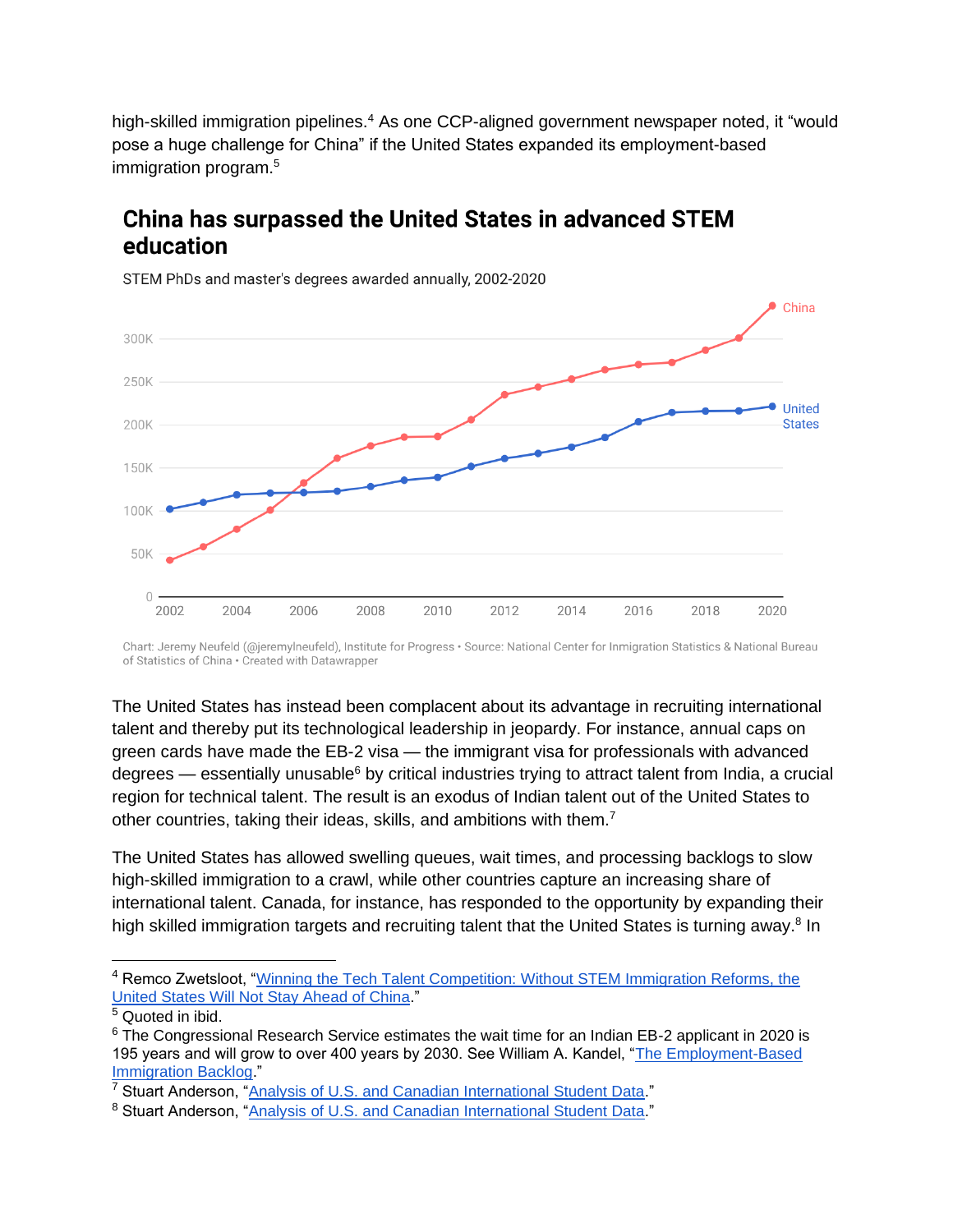high-skilled immigration pipelines.[4] As one CCP-aligned government newspaper noted, it "would pose a huge challenge for China" if the United States expanded its employment-based immigration program.[5]

## China has surpassed the United States in advanced STEM education

STEM PhDs and master's degrees awarded annually, 2002-2020

Chart: Jeremy Neufeld (@jeremylneufeld), Institute for Progress • Source: National Center for Inmigration Statistics & National Bureau of Statistics of China • Created with Datawrapper

The United States has instead been complacent about its advantage in recruiting international talent and thereby put its technological leadership in jeopardy. For instance, annual caps on green cards have made the EB-2 visa — the immigrant visa for professionals with advanced degrees — essentially unusable[6] by critical industries trying to attract talent from India, a crucial region for technical talent. The result is an exodus of Indian talent out of the United States to other countries, taking their ideas, skills, and ambitions with them.[7]

The United States has allowed swelling queues, wait times, and processing backlogs to slow high-skilled immigration to a crawl, while other countries capture an increasing share of international talent. Canada, for instance, has responded to the opportunity by expanding their high skilled immigration targets and recruiting talent that the United States is turning away.[8] In

---

[4] Remco Zwetsloot, "Winning the Tech Talent Competition: Without STEM Immigration Reforms, the United States Will Not Stay Ahead of China."

[5] Quoted in ibid.

[6] The Congressional Research Service estimates the wait time for an Indian EB-2 applicant in 2020 is 195 years and will grow to over 400 years by 2030. See William A. Kandel, "The Employment-Based Immigration Backlog."

[7] Stuart Anderson, "Analysis of U.S. and Canadian International Student Data."

[8] Stuart Anderson, "Analysis of U.S. and Canadian International Student Data."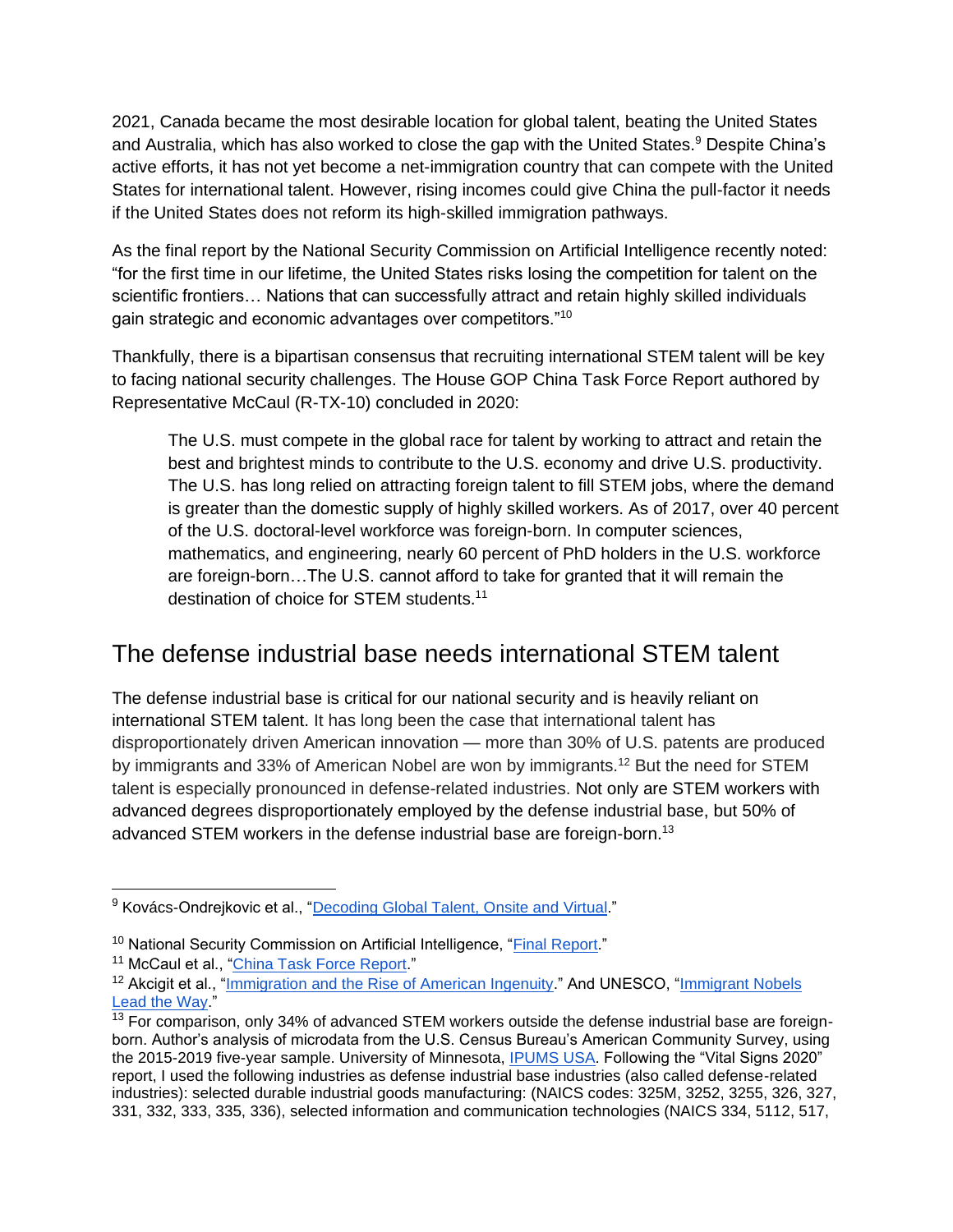2021, Canada became the most desirable location for global talent, beating the United States and Australia, which has also worked to close the gap with the United States.[9] Despite China's active efforts, it has not yet become a net-immigration country that can compete with the United States for international talent. However, rising incomes could give China the pull-factor it needs if the United States does not reform its high-skilled immigration pathways.

As the final report by the National Security Commission on Artificial Intelligence recently noted: "for the first time in our lifetime, the United States risks losing the competition for talent on the scientific frontiers… Nations that can successfully attract and retain highly skilled individuals gain strategic and economic advantages over competitors."[10]

Thankfully, there is a bipartisan consensus that recruiting international STEM talent will be key to facing national security challenges. The House GOP China Task Force Report authored by Representative McCaul (R-TX-10) concluded in 2020:

> The U.S. must compete in the global race for talent by working to attract and retain the best and brightest minds to contribute to the U.S. economy and drive U.S. productivity. The U.S. has long relied on attracting foreign talent to fill STEM jobs, where the demand is greater than the domestic supply of highly skilled workers. As of 2017, over 40 percent of the U.S. doctoral-level workforce was foreign-born. In computer sciences, mathematics, and engineering, nearly 60 percent of PhD holders in the U.S. workforce are foreign-born…The U.S. cannot afford to take for granted that it will remain the destination of choice for STEM students.[11]

## The defense industrial base needs international STEM talent

The defense industrial base is critical for our national security and is heavily reliant on international STEM talent. It has long been the case that international talent has disproportionately driven American innovation — more than 30% of U.S. patents are produced by immigrants and 33% of American Nobel are won by immigrants.[12] But the need for STEM talent is especially pronounced in defense-related industries. Not only are STEM workers with advanced degrees disproportionately employed by the defense industrial base, but 50% of advanced STEM workers in the defense industrial base are foreign-born.[13]

---

[9] Kovács-Ondrejkovic et al., "Decoding Global Talent, Onsite and Virtual."

[10] National Security Commission on Artificial Intelligence, "Final Report."

[11] McCaul et al., "China Task Force Report."

[12] Akcigit et al., "Immigration and the Rise of American Ingenuity." And UNESCO, "Immigrant Nobels Lead the Way."

[13] For comparison, only 34% of advanced STEM workers outside the defense industrial base are foreign-born. Author's analysis of microdata from the U.S. Census Bureau's American Community Survey, using the 2015-2019 five-year sample. University of Minnesota, IPUMS USA. Following the "Vital Signs 2020" report, I used the following industries as defense industrial base industries (also called defense-related industries): selected durable industrial goods manufacturing: (NAICS codes: 325M, 3252, 3255, 326, 327, 331, 332, 333, 335, 336), selected information and communication technologies (NAICS 334, 5112, 517,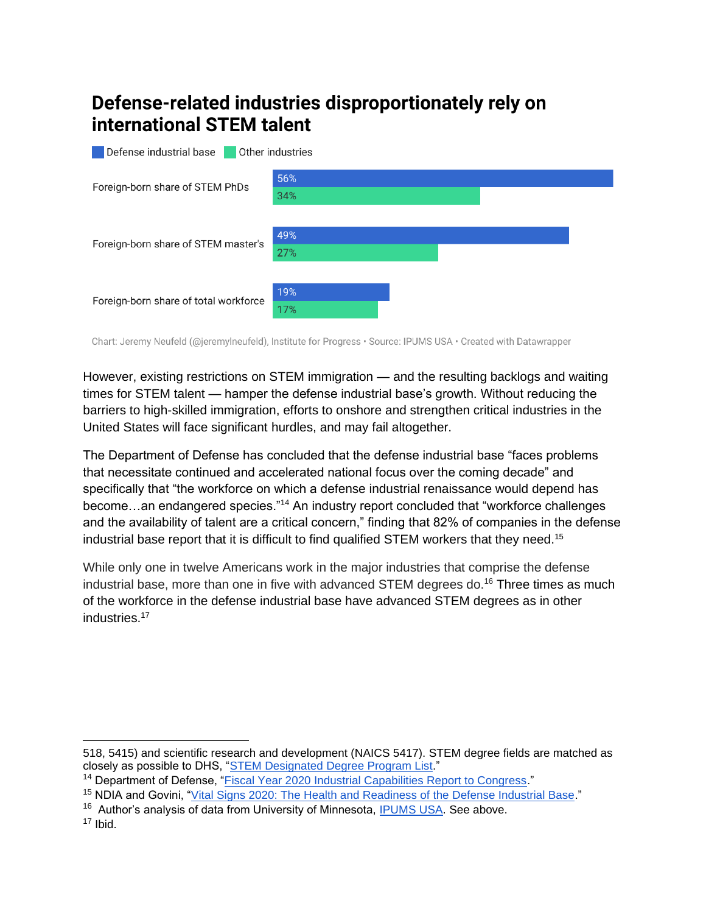## Defense-related industries disproportionately rely on international STEM talent

| | Defense industrial base | Other industries |
|---|---|---|
| Foreign-born share of STEM PhDs | 56% | 34% |
| Foreign-born share of STEM master's | 49% | 27% |
| Foreign-born share of total workforce | 19% | 17% |

Chart: Jeremy Neufeld (@jeremylneufeld), Institute for Progress • Source: IPUMS USA • Created with Datawrapper

However, existing restrictions on STEM immigration — and the resulting backlogs and waiting times for STEM talent — hamper the defense industrial base's growth. Without reducing the barriers to high-skilled immigration, efforts to onshore and strengthen critical industries in the United States will face significant hurdles, and may fail altogether.

The Department of Defense has concluded that the defense industrial base "faces problems that necessitate continued and accelerated national focus over the coming decade" and specifically that "the workforce on which a defense industrial renaissance would depend has become…an endangered species."[14] An industry report concluded that "workforce challenges and the availability of talent are a critical concern," finding that 82% of companies in the defense industrial base report that it is difficult to find qualified STEM workers that they need.[15]

While only one in twelve Americans work in the major industries that comprise the defense industrial base, more than one in five with advanced STEM degrees do.[16] Three times as much of the workforce in the defense industrial base have advanced STEM degrees as in other industries.[17]

---

518, 5415) and scientific research and development (NAICS 5417). STEM degree fields are matched as closely as possible to DHS, "STEM Designated Degree Program List."

[14] Department of Defense, "Fiscal Year 2020 Industrial Capabilities Report to Congress."

[15] NDIA and Govini, "Vital Signs 2020: The Health and Readiness of the Defense Industrial Base."

[16] Author's analysis of data from University of Minnesota, IPUMS USA. See above.

[17] Ibid.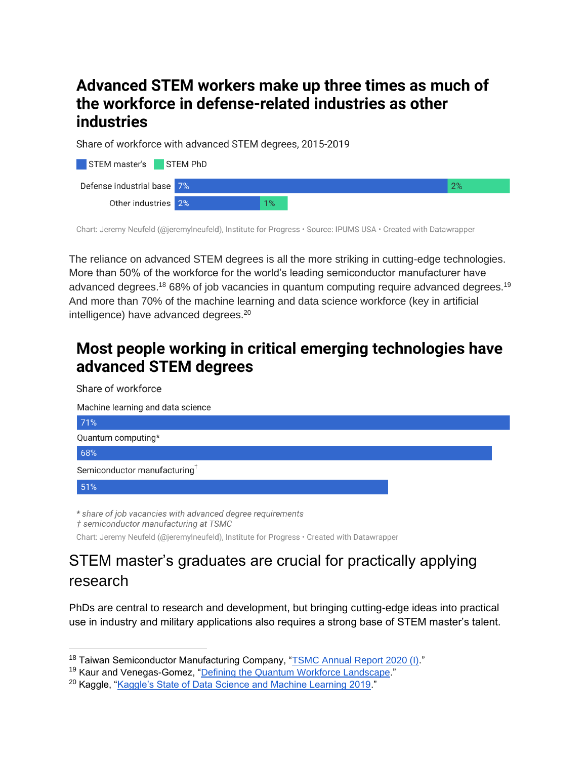## Advanced STEM workers make up three times as much of the workforce in defense-related industries as other industries

Share of workforce with advanced STEM degrees, 2015-2019

| | STEM master's | STEM PhD |
|---|---|---|
| Defense industrial base | 7% | 2% |
| Other industries | 2% | 1% |

Chart: Jeremy Neufeld (@jeremylneufeld), Institute for Progress • Source: IPUMS USA • Created with Datawrapper

The reliance on advanced STEM degrees is all the more striking in cutting-edge technologies. More than 50% of the workforce for the world's leading semiconductor manufacturer have advanced degrees.[18] 68% of job vacancies in quantum computing require advanced degrees.[19] And more than 70% of the machine learning and data science workforce (key in artificial intelligence) have advanced degrees.[20]

## Most people working in critical emerging technologies have advanced STEM degrees

Share of workforce

| | Share of workforce |
|---|---|
| Machine learning and data science | 71% |
| Quantum computing* | 68% |
| Semiconductor manufacturing† | 51% |

*\* share of job vacancies with advanced degree requirements*
*† semiconductor manufacturing at TSMC*

Chart: Jeremy Neufeld (@jeremylneufeld), Institute for Progress • Created with Datawrapper

## STEM master's graduates are crucial for practically applying research

PhDs are central to research and development, but bringing cutting-edge ideas into practical use in industry and military applications also requires a strong base of STEM master's talent.

---

[18] Taiwan Semiconductor Manufacturing Company, "TSMC Annual Report 2020 (I)."
[19] Kaur and Venegas-Gomez, "Defining the Quantum Workforce Landscape."
[20] Kaggle, "Kaggle's State of Data Science and Machine Learning 2019."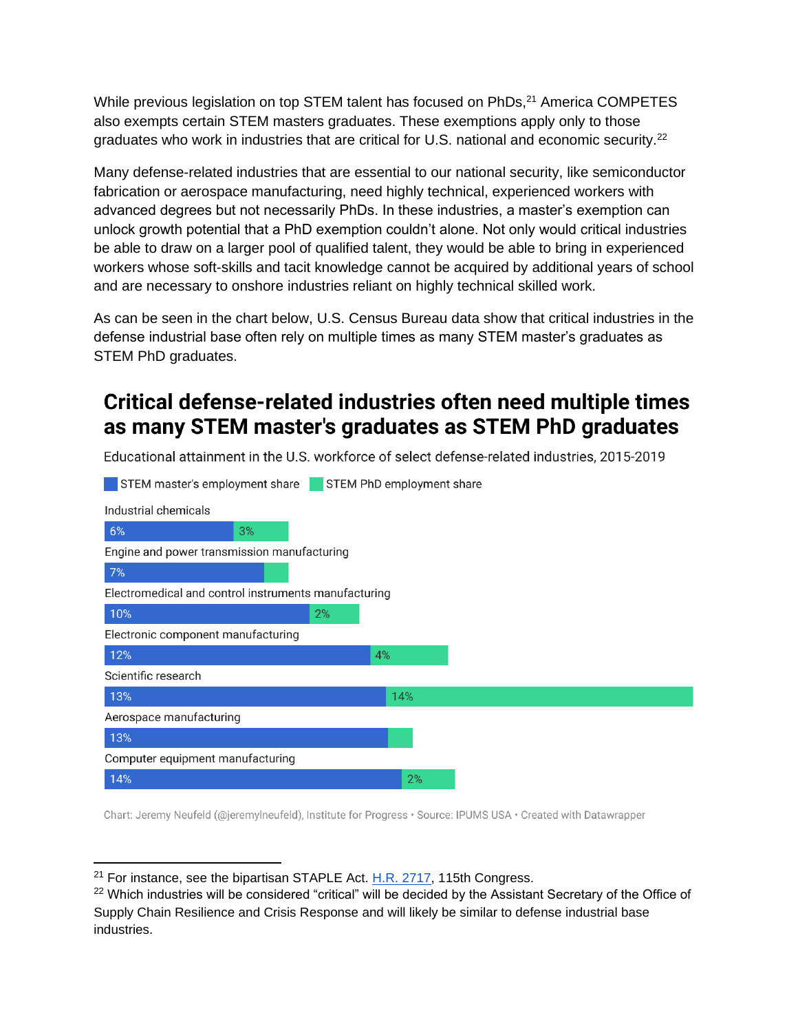While previous legislation on top STEM talent has focused on PhDs,[21] America COMPETES also exempts certain STEM masters graduates. These exemptions apply only to those graduates who work in industries that are critical for U.S. national and economic security.[22]

Many defense-related industries that are essential to our national security, like semiconductor fabrication or aerospace manufacturing, need highly technical, experienced workers with advanced degrees but not necessarily PhDs. In these industries, a master's exemption can unlock growth potential that a PhD exemption couldn't alone. Not only would critical industries be able to draw on a larger pool of qualified talent, they would be able to bring in experienced workers whose soft-skills and tacit knowledge cannot be acquired by additional years of school and are necessary to onshore industries reliant on highly technical skilled work.

As can be seen in the chart below, U.S. Census Bureau data show that critical industries in the defense industrial base often rely on multiple times as many STEM master's graduates as STEM PhD graduates.

## Critical defense-related industries often need multiple times as many STEM master's graduates as STEM PhD graduates

Educational attainment in the U.S. workforce of select defense-related industries, 2015-2019

| Industry | STEM master's employment share | STEM PhD employment share |
|---|---|---|
| Industrial chemicals | 6% | 3% |
| Engine and power transmission manufacturing | 7% | |
| Electromedical and control instruments manufacturing | 10% | 2% |
| Electronic component manufacturing | 12% | 4% |
| Scientific research | 13% | 14% |
| Aerospace manufacturing | 13% | |
| Computer equipment manufacturing | 14% | 2% |

Chart: Jeremy Neufeld (@jeremylneufeld), Institute for Progress • Source: IPUMS USA • Created with Datawrapper

---

[21] For instance, see the bipartisan STAPLE Act. H.R. 2717, 115th Congress.

[22] Which industries will be considered "critical" will be decided by the Assistant Secretary of the Office of Supply Chain Resilience and Crisis Response and will likely be similar to defense industrial base industries.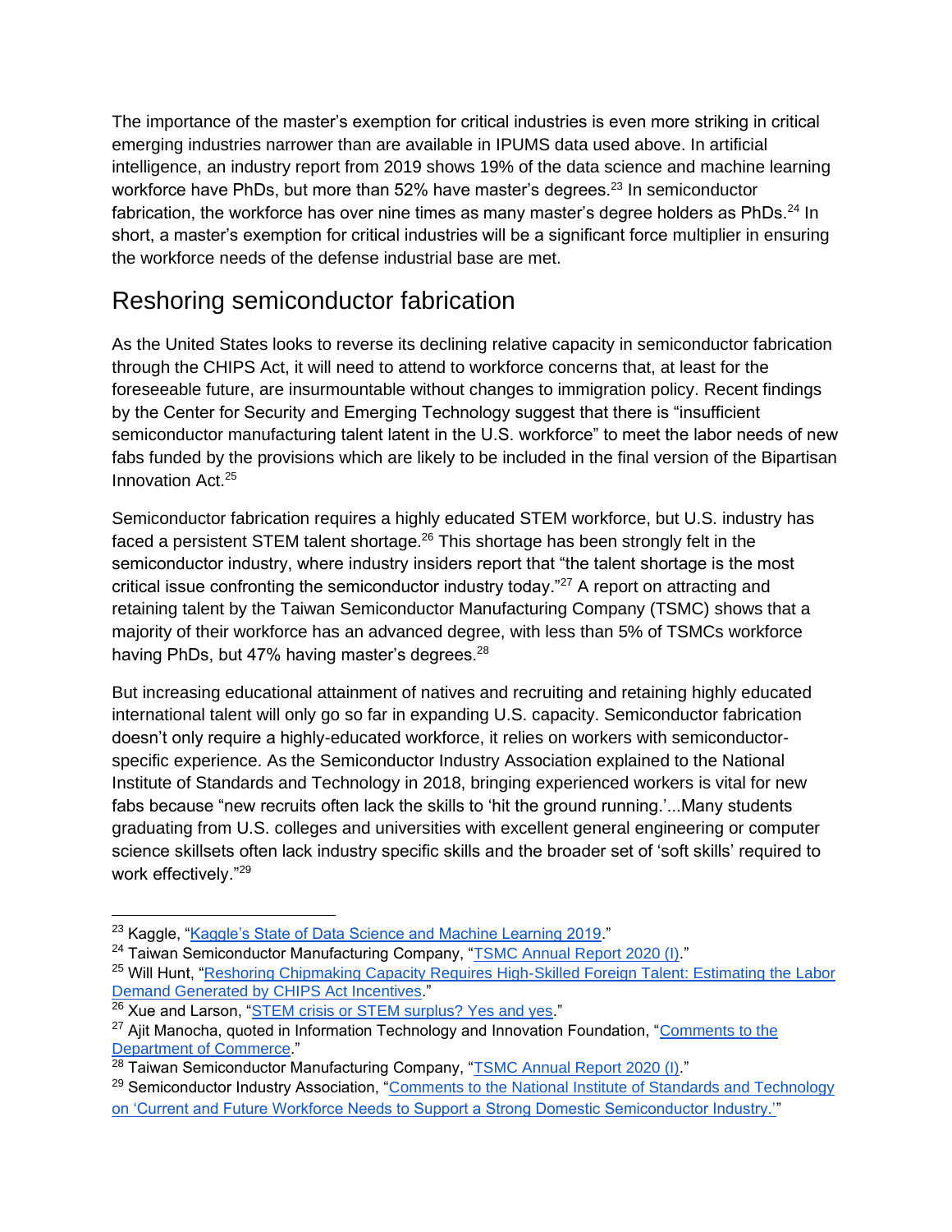The importance of the master's exemption for critical industries is even more striking in critical emerging industries narrower than are available in IPUMS data used above. In artificial intelligence, an industry report from 2019 shows 19% of the data science and machine learning workforce have PhDs, but more than 52% have master's degrees.[23] In semiconductor fabrication, the workforce has over nine times as many master's degree holders as PhDs.[24] In short, a master's exemption for critical industries will be a significant force multiplier in ensuring the workforce needs of the defense industrial base are met.

## Reshoring semiconductor fabrication

As the United States looks to reverse its declining relative capacity in semiconductor fabrication through the CHIPS Act, it will need to attend to workforce concerns that, at least for the foreseeable future, are insurmountable without changes to immigration policy. Recent findings by the Center for Security and Emerging Technology suggest that there is "insufficient semiconductor manufacturing talent latent in the U.S. workforce" to meet the labor needs of new fabs funded by the provisions which are likely to be included in the final version of the Bipartisan Innovation Act.[25]

Semiconductor fabrication requires a highly educated STEM workforce, but U.S. industry has faced a persistent STEM talent shortage.[26] This shortage has been strongly felt in the semiconductor industry, where industry insiders report that "the talent shortage is the most critical issue confronting the semiconductor industry today."[27] A report on attracting and retaining talent by the Taiwan Semiconductor Manufacturing Company (TSMC) shows that a majority of their workforce has an advanced degree, with less than 5% of TSMCs workforce having PhDs, but 47% having master's degrees.[28]

But increasing educational attainment of natives and recruiting and retaining highly educated international talent will only go so far in expanding U.S. capacity. Semiconductor fabrication doesn't only require a highly-educated workforce, it relies on workers with semiconductor-specific experience. As the Semiconductor Industry Association explained to the National Institute of Standards and Technology in 2018, bringing experienced workers is vital for new fabs because "new recruits often lack the skills to 'hit the ground running.'...Many students graduating from U.S. colleges and universities with excellent general engineering or computer science skillsets often lack industry specific skills and the broader set of 'soft skills' required to work effectively."[29]

---

[23] Kaggle, "Kaggle's State of Data Science and Machine Learning 2019."

[24] Taiwan Semiconductor Manufacturing Company, "TSMC Annual Report 2020 (I)."

[25] Will Hunt, "Reshoring Chipmaking Capacity Requires High-Skilled Foreign Talent: Estimating the Labor Demand Generated by CHIPS Act Incentives."

[26] Xue and Larson, "STEM crisis or STEM surplus? Yes and yes."

[27] Ajit Manocha, quoted in Information Technology and Innovation Foundation, "Comments to the Department of Commerce."

[28] Taiwan Semiconductor Manufacturing Company, "TSMC Annual Report 2020 (I)."

[29] Semiconductor Industry Association, "Comments to the National Institute of Standards and Technology on 'Current and Future Workforce Needs to Support a Strong Domestic Semiconductor Industry.'"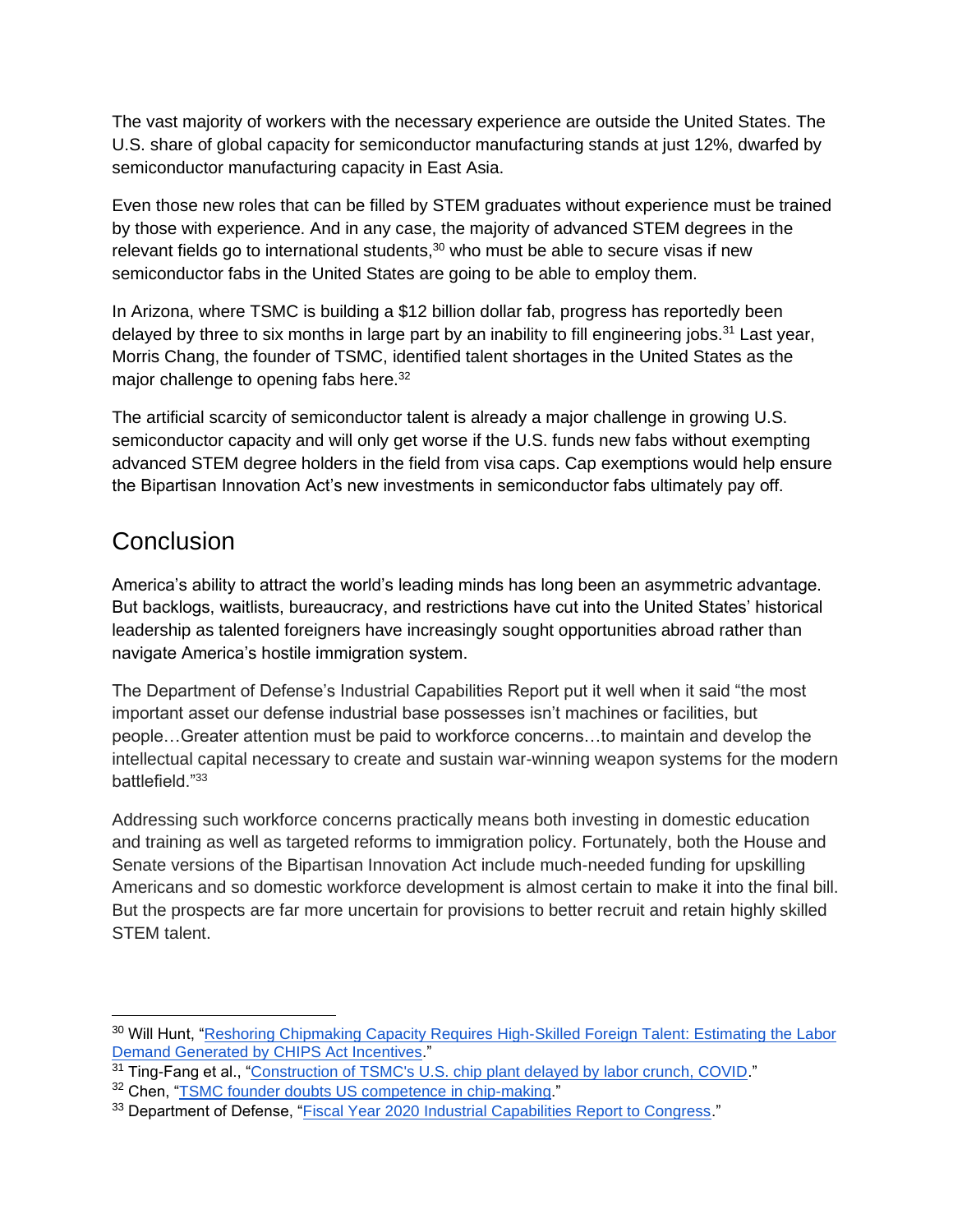The vast majority of workers with the necessary experience are outside the United States. The U.S. share of global capacity for semiconductor manufacturing stands at just 12%, dwarfed by semiconductor manufacturing capacity in East Asia.

Even those new roles that can be filled by STEM graduates without experience must be trained by those with experience. And in any case, the majority of advanced STEM degrees in the relevant fields go to international students,[30] who must be able to secure visas if new semiconductor fabs in the United States are going to be able to employ them.

In Arizona, where TSMC is building a $12 billion dollar fab, progress has reportedly been delayed by three to six months in large part by an inability to fill engineering jobs.[31] Last year, Morris Chang, the founder of TSMC, identified talent shortages in the United States as the major challenge to opening fabs here.[32]

The artificial scarcity of semiconductor talent is already a major challenge in growing U.S. semiconductor capacity and will only get worse if the U.S. funds new fabs without exempting advanced STEM degree holders in the field from visa caps. Cap exemptions would help ensure the Bipartisan Innovation Act's new investments in semiconductor fabs ultimately pay off.

## Conclusion

America's ability to attract the world's leading minds has long been an asymmetric advantage. But backlogs, waitlists, bureaucracy, and restrictions have cut into the United States' historical leadership as talented foreigners have increasingly sought opportunities abroad rather than navigate America's hostile immigration system.

The Department of Defense's Industrial Capabilities Report put it well when it said "the most important asset our defense industrial base possesses isn't machines or facilities, but people…Greater attention must be paid to workforce concerns…to maintain and develop the intellectual capital necessary to create and sustain war-winning weapon systems for the modern battlefield."[33]

Addressing such workforce concerns practically means both investing in domestic education and training as well as targeted reforms to immigration policy. Fortunately, both the House and Senate versions of the Bipartisan Innovation Act include much-needed funding for upskilling Americans and so domestic workforce development is almost certain to make it into the final bill. But the prospects are far more uncertain for provisions to better recruit and retain highly skilled STEM talent.

---

[30] Will Hunt, "Reshoring Chipmaking Capacity Requires High-Skilled Foreign Talent: Estimating the Labor Demand Generated by CHIPS Act Incentives."

[31] Ting-Fang et al., "Construction of TSMC's U.S. chip plant delayed by labor crunch, COVID."

[32] Chen, "TSMC founder doubts US competence in chip-making."

[33] Department of Defense, "Fiscal Year 2020 Industrial Capabilities Report to Congress."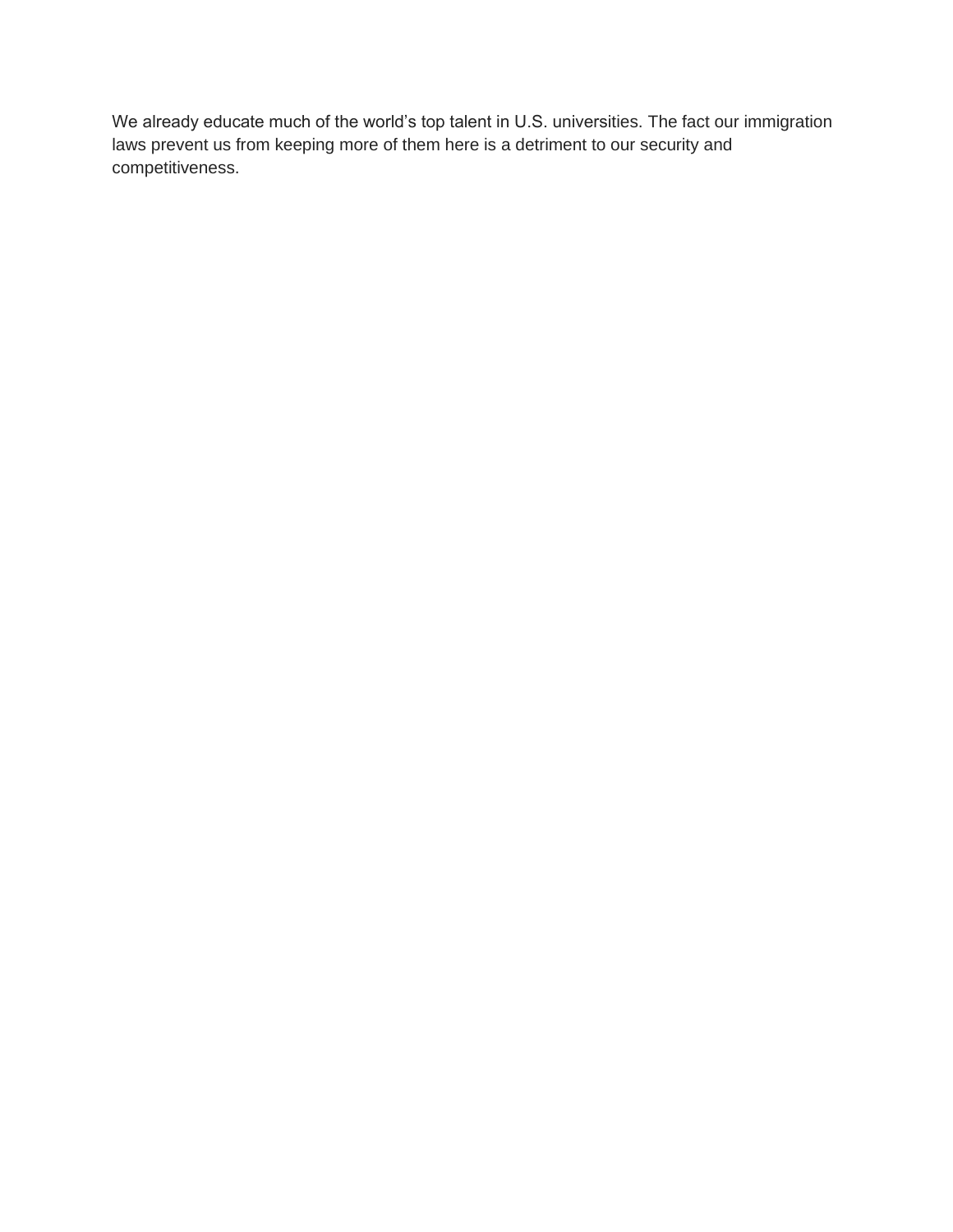We already educate much of the world's top talent in U.S. universities. The fact our immigration laws prevent us from keeping more of them here is a detriment to our security and competitiveness.